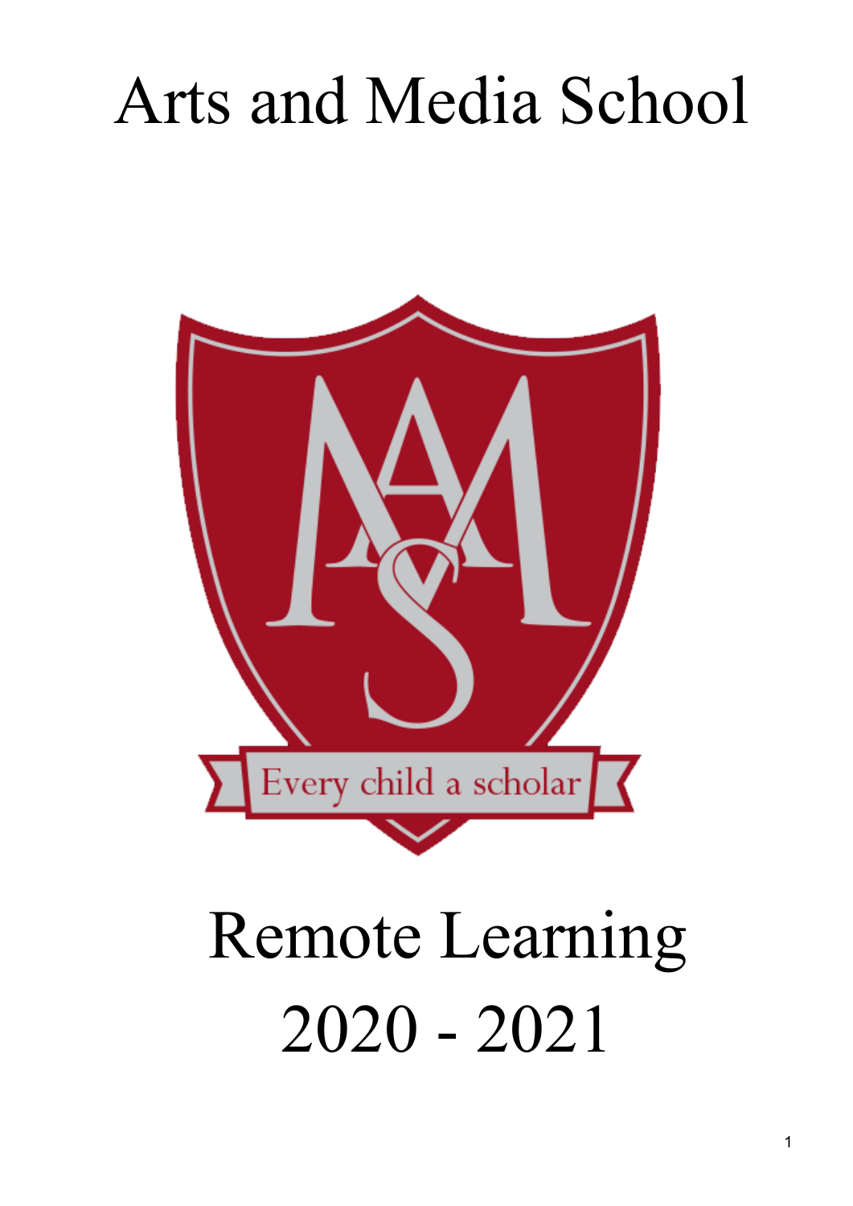# Arts and Media School

Every child a scholar

# Remote Learning 2020 - 2021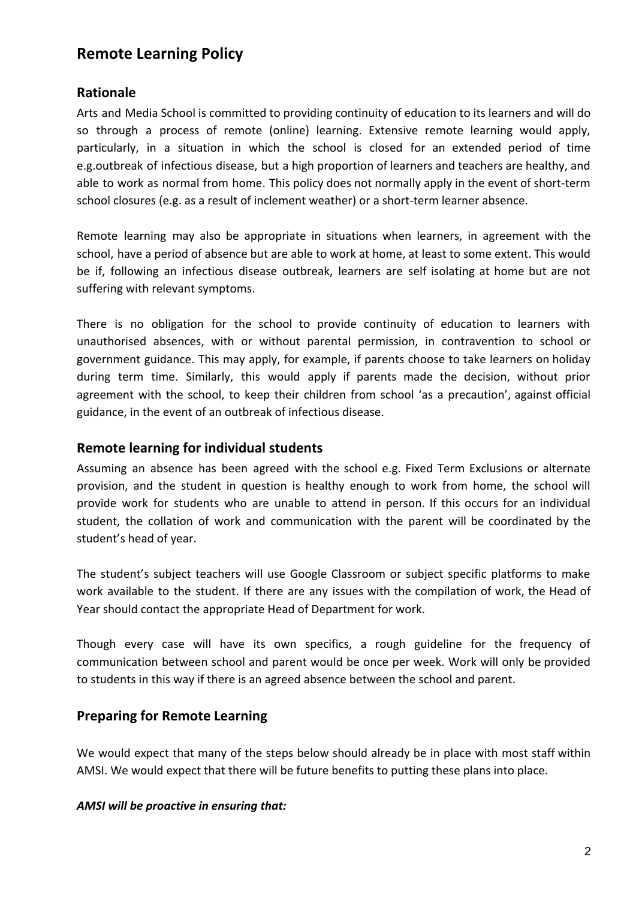# Remote Learning Policy

## Rationale

Arts and Media School is committed to providing continuity of education to its learners and will do so through a process of remote (online) learning. Extensive remote learning would apply, particularly, in a situation in which the school is closed for an extended period of time e.g.outbreak of infectious disease, but a high proportion of learners and teachers are healthy, and able to work as normal from home. This policy does not normally apply in the event of short-term school closures (e.g. as a result of inclement weather) or a short-term learner absence.

Remote learning may also be appropriate in situations when learners, in agreement with the school, have a period of absence but are able to work at home, at least to some extent. This would be if, following an infectious disease outbreak, learners are self isolating at home but are not suffering with relevant symptoms.

There is no obligation for the school to provide continuity of education to learners with unauthorised absences, with or without parental permission, in contravention to school or government guidance. This may apply, for example, if parents choose to take learners on holiday during term time. Similarly, this would apply if parents made the decision, without prior agreement with the school, to keep their children from school 'as a precaution', against official guidance, in the event of an outbreak of infectious disease.

## Remote learning for individual students

Assuming an absence has been agreed with the school e.g. Fixed Term Exclusions or alternate provision, and the student in question is healthy enough to work from home, the school will provide work for students who are unable to attend in person. If this occurs for an individual student, the collation of work and communication with the parent will be coordinated by the student's head of year.

The student's subject teachers will use Google Classroom or subject specific platforms to make work available to the student. If there are any issues with the compilation of work, the Head of Year should contact the appropriate Head of Department for work.

Though every case will have its own specifics, a rough guideline for the frequency of communication between school and parent would be once per week. Work will only be provided to students in this way if there is an agreed absence between the school and parent.

## Preparing for Remote Learning

We would expect that many of the steps below should already be in place with most staff within AMSI. We would expect that there will be future benefits to putting these plans into place.

***AMSI will be proactive in ensuring that:***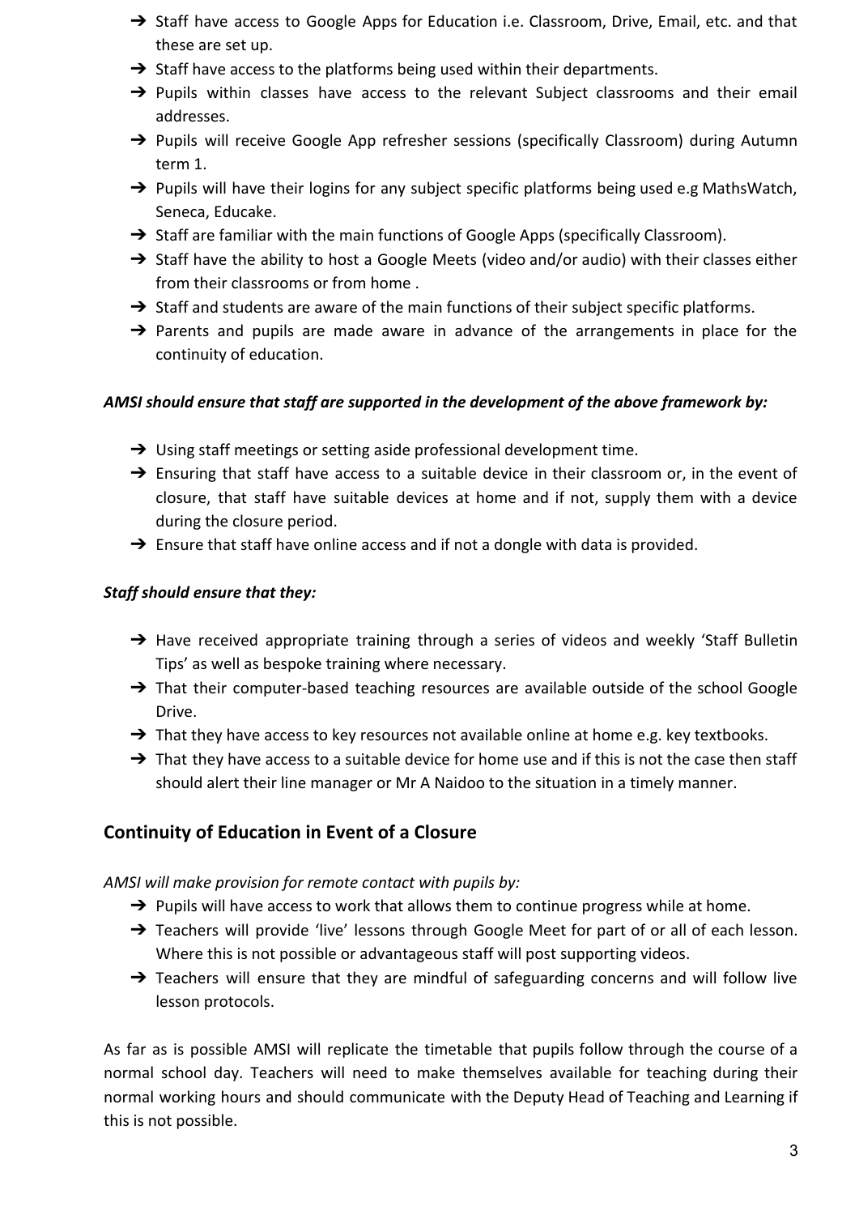- Staff have access to Google Apps for Education i.e. Classroom, Drive, Email, etc. and that these are set up.
- Staff have access to the platforms being used within their departments.
- Pupils within classes have access to the relevant Subject classrooms and their email addresses.
- Pupils will receive Google App refresher sessions (specifically Classroom) during Autumn term 1.
- Pupils will have their logins for any subject specific platforms being used e.g MathsWatch, Seneca, Educake.
- Staff are familiar with the main functions of Google Apps (specifically Classroom).
- Staff have the ability to host a Google Meets (video and/or audio) with their classes either from their classrooms or from home .
- Staff and students are aware of the main functions of their subject specific platforms.
- Parents and pupils are made aware in advance of the arrangements in place for the continuity of education.

***AMSI should ensure that staff are supported in the development of the above framework by:***

- Using staff meetings or setting aside professional development time.
- Ensuring that staff have access to a suitable device in their classroom or, in the event of closure, that staff have suitable devices at home and if not, supply them with a device during the closure period.
- Ensure that staff have online access and if not a dongle with data is provided.

***Staff should ensure that they:***

- Have received appropriate training through a series of videos and weekly 'Staff Bulletin Tips' as well as bespoke training where necessary.
- That their computer-based teaching resources are available outside of the school Google Drive.
- That they have access to key resources not available online at home e.g. key textbooks.
- That they have access to a suitable device for home use and if this is not the case then staff should alert their line manager or Mr A Naidoo to the situation in a timely manner.

## Continuity of Education in Event of a Closure

*AMSI will make provision for remote contact with pupils by:*

- Pupils will have access to work that allows them to continue progress while at home.
- Teachers will provide 'live' lessons through Google Meet for part of or all of each lesson. Where this is not possible or advantageous staff will post supporting videos.
- Teachers will ensure that they are mindful of safeguarding concerns and will follow live lesson protocols.

As far as is possible AMSI will replicate the timetable that pupils follow through the course of a normal school day. Teachers will need to make themselves available for teaching during their normal working hours and should communicate with the Deputy Head of Teaching and Learning if this is not possible.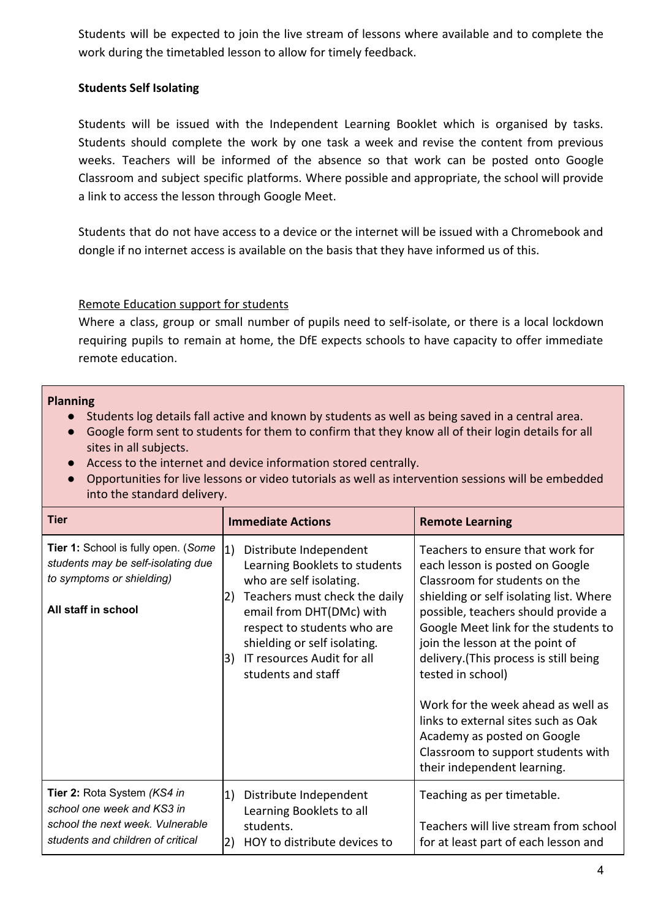Students will be expected to join the live stream of lessons where available and to complete the work during the timetabled lesson to allow for timely feedback.

**Students Self Isolating**

Students will be issued with the Independent Learning Booklet which is organised by tasks. Students should complete the work by one task a week and revise the content from previous weeks. Teachers will be informed of the absence so that work can be posted onto Google Classroom and subject specific platforms. Where possible and appropriate, the school will provide a link to access the lesson through Google Meet.

Students that do not have access to a device or the internet will be issued with a Chromebook and dongle if no internet access is available on the basis that they have informed us of this.

Remote Education support for students

Where a class, group or small number of pupils need to self-isolate, or there is a local lockdown requiring pupils to remain at home, the DfE expects schools to have capacity to offer immediate remote education.

**Planning**

- Students log details fall active and known by students as well as being saved in a central area.
- Google form sent to students for them to confirm that they know all of their login details for all sites in all subjects.
- Access to the internet and device information stored centrally.
- Opportunities for live lessons or video tutorials as well as intervention sessions will be embedded into the standard delivery.

| Tier | Immediate Actions | Remote Learning |
|---|---|---|
| **Tier 1:** School is fully open. (*Some students may be self-isolating due to symptoms or shielding*)<br><br>**All staff in school** | 1) Distribute Independent Learning Booklets to students who are self isolating.<br>2) Teachers must check the daily email from DHT(DMc) with respect to students who are shielding or self isolating.<br>3) IT resources Audit for all students and staff | Teachers to ensure that work for each lesson is posted on Google Classroom for students on the shielding or self isolating list. Where possible, teachers should provide a Google Meet link for the students to join the lesson at the point of delivery.(This process is still being tested in school)<br><br>Work for the week ahead as well as links to external sites such as Oak Academy as posted on Google Classroom to support students with their independent learning. |
| **Tier 2:** Rota System *(KS4 in school one week and KS3 in school the next week. Vulnerable students and children of critical* | 1) Distribute Independent Learning Booklets to all students.<br>2) HOY to distribute devices to | Teaching as per timetable.<br><br>Teachers will live stream from school for at least part of each lesson and |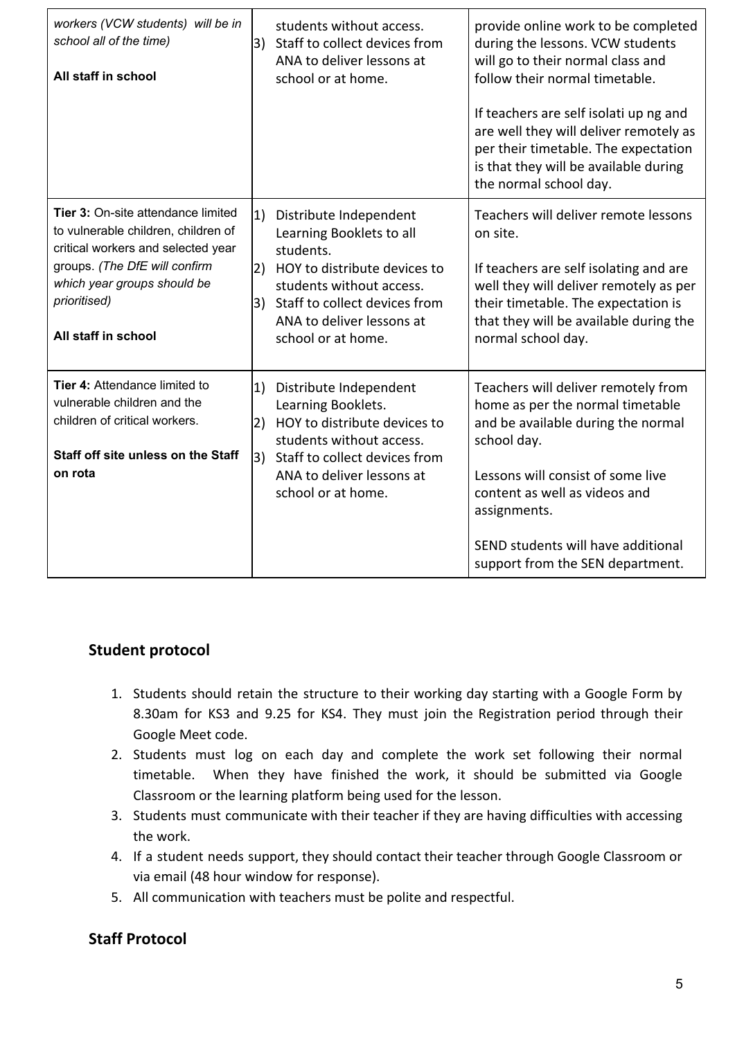| | | |
|---|---|---|
| *workers (VCW students) will be in school all of the time)*<br><br>**All staff in school** | 3) Staff to collect devices from ANA to deliver lessons at school or at home. | provide online work to be completed during the lessons. VCW students will go to their normal class and follow their normal timetable.<br><br>If teachers are self isolati up ng and are well they will deliver remotely as per their timetable. The expectation is that they will be available during the normal school day. |
| **Tier 3:** On-site attendance limited to vulnerable children, children of critical workers and selected year groups. *(The DfE will confirm which year groups should be prioritised)*<br><br>**All staff in school** | 1) Distribute Independent Learning Booklets to all students.<br>2) HOY to distribute devices to students without access.<br>3) Staff to collect devices from ANA to deliver lessons at school or at home. | Teachers will deliver remote lessons on site.<br><br>If teachers are self isolating and are well they will deliver remotely as per their timetable. The expectation is that they will be available during the normal school day. |
| **Tier 4:** Attendance limited to vulnerable children and the children of critical workers.<br><br>**Staff off site unless on the Staff on rota** | 1) Distribute Independent Learning Booklets.<br>2) HOY to distribute devices to students without access.<br>3) Staff to collect devices from ANA to deliver lessons at school or at home. | Teachers will deliver remotely from home as per the normal timetable and be available during the normal school day.<br><br>Lessons will consist of some live content as well as videos and assignments.<br><br>SEND students will have additional support from the SEN department. |

## Student protocol

1. Students should retain the structure to their working day starting with a Google Form by 8.30am for KS3 and 9.25 for KS4. They must join the Registration period through their Google Meet code.
2. Students must log on each day and complete the work set following their normal timetable. When they have finished the work, it should be submitted via Google Classroom or the learning platform being used for the lesson.
3. Students must communicate with their teacher if they are having difficulties with accessing the work.
4. If a student needs support, they should contact their teacher through Google Classroom or via email (48 hour window for response).
5. All communication with teachers must be polite and respectful.

## Staff Protocol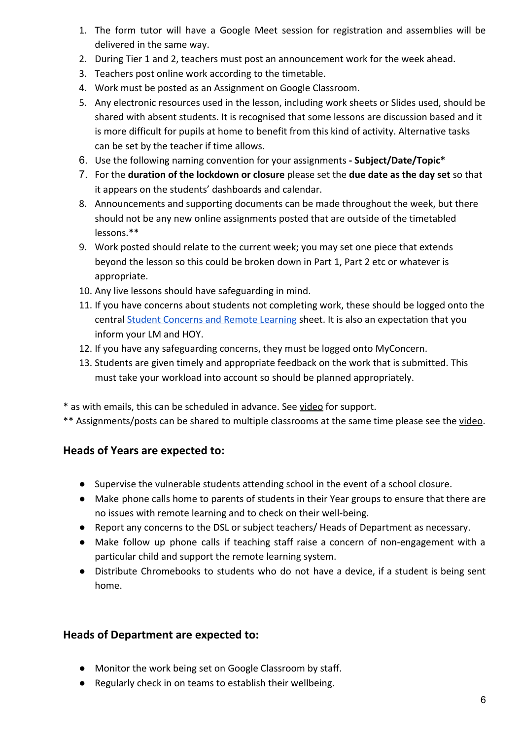1. The form tutor will have a Google Meet session for registration and assemblies will be delivered in the same way.
2. During Tier 1 and 2, teachers must post an announcement work for the week ahead.
3. Teachers post online work according to the timetable.
4. Work must be posted as an Assignment on Google Classroom.
5. Any electronic resources used in the lesson, including work sheets or Slides used, should be shared with absent students. It is recognised that some lessons are discussion based and it is more difficult for pupils at home to benefit from this kind of activity. Alternative tasks can be set by the teacher if time allows.
6. Use the following naming convention for your assignments **- Subject/Date/Topic***
7. For the **duration of the lockdown or closure** please set the **due date as the day set** so that it appears on the students' dashboards and calendar.
8. Announcements and supporting documents can be made throughout the week, but there should not be any new online assignments posted that are outside of the timetabled lessons.**
9. Work posted should relate to the current week; you may set one piece that extends beyond the lesson so this could be broken down in Part 1, Part 2 etc or whatever is appropriate.
10. Any live lessons should have safeguarding in mind.
11. If you have concerns about students not completing work, these should be logged onto the central Student Concerns and Remote Learning sheet. It is also an expectation that you inform your LM and HOY.
12. If you have any safeguarding concerns, they must be logged onto MyConcern.
13. Students are given timely and appropriate feedback on the work that is submitted. This must take your workload into account so should be planned appropriately.

\* as with emails, this can be scheduled in advance. See video for support.

\** Assignments/posts can be shared to multiple classrooms at the same time please see the video.

### Heads of Years are expected to:

- Supervise the vulnerable students attending school in the event of a school closure.
- Make phone calls home to parents of students in their Year groups to ensure that there are no issues with remote learning and to check on their well-being.
- Report any concerns to the DSL or subject teachers/ Heads of Department as necessary.
- Make follow up phone calls if teaching staff raise a concern of non-engagement with a particular child and support the remote learning system.
- Distribute Chromebooks to students who do not have a device, if a student is being sent home.

### Heads of Department are expected to:

- Monitor the work being set on Google Classroom by staff.
- Regularly check in on teams to establish their wellbeing.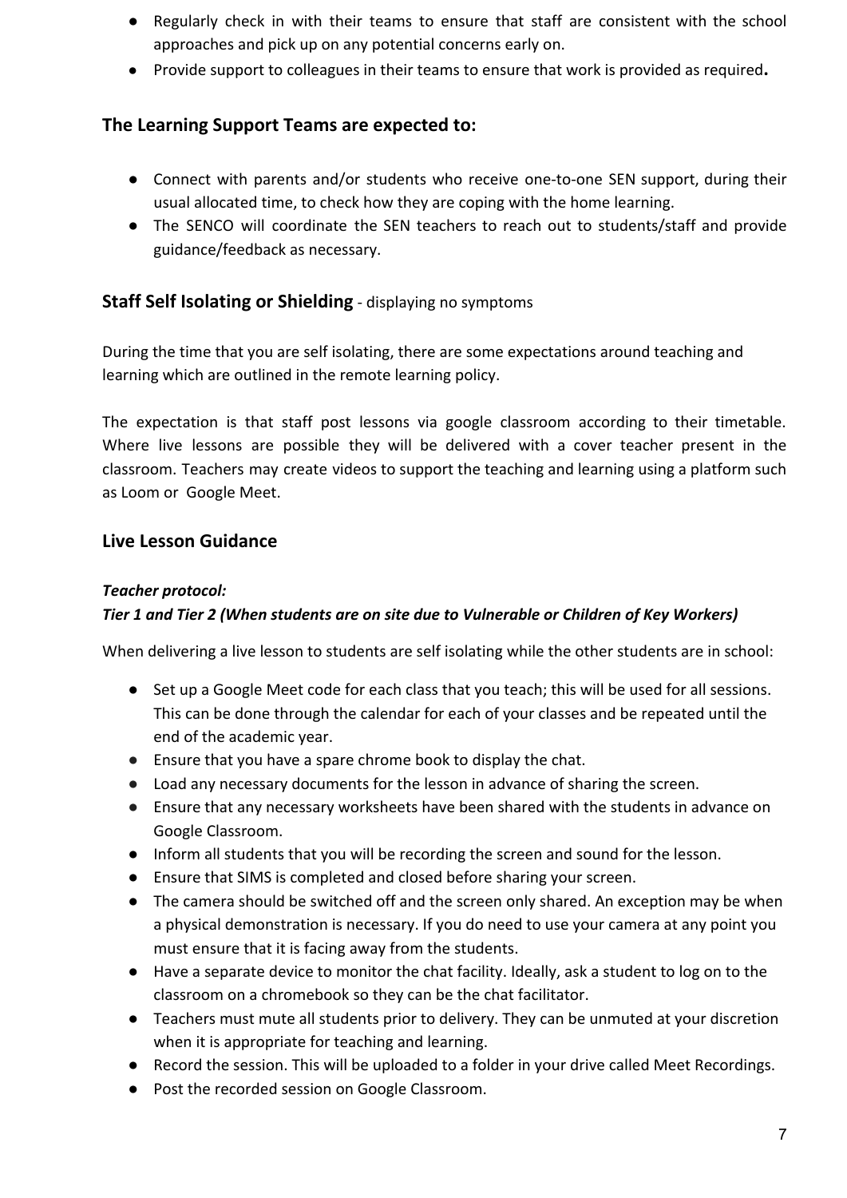- Regularly check in with their teams to ensure that staff are consistent with the school approaches and pick up on any potential concerns early on.
- Provide support to colleagues in their teams to ensure that work is provided as required**.**

## The Learning Support Teams are expected to:

- Connect with parents and/or students who receive one-to-one SEN support, during their usual allocated time, to check how they are coping with the home learning.
- The SENCO will coordinate the SEN teachers to reach out to students/staff and provide guidance/feedback as necessary.

## Staff Self Isolating or Shielding - displaying no symptoms

During the time that you are self isolating, there are some expectations around teaching and learning which are outlined in the remote learning policy.

The expectation is that staff post lessons via google classroom according to their timetable. Where live lessons are possible they will be delivered with a cover teacher present in the classroom. Teachers may create videos to support the teaching and learning using a platform such as Loom or Google Meet.

## Live Lesson Guidance

***Teacher protocol:***
***Tier 1 and Tier 2 (When students are on site due to Vulnerable or Children of Key Workers)***

When delivering a live lesson to students are self isolating while the other students are in school:

- Set up a Google Meet code for each class that you teach; this will be used for all sessions. This can be done through the calendar for each of your classes and be repeated until the end of the academic year.
- Ensure that you have a spare chrome book to display the chat.
- Load any necessary documents for the lesson in advance of sharing the screen.
- Ensure that any necessary worksheets have been shared with the students in advance on Google Classroom.
- Inform all students that you will be recording the screen and sound for the lesson.
- Ensure that SIMS is completed and closed before sharing your screen.
- The camera should be switched off and the screen only shared. An exception may be when a physical demonstration is necessary. If you do need to use your camera at any point you must ensure that it is facing away from the students.
- Have a separate device to monitor the chat facility. Ideally, ask a student to log on to the classroom on a chromebook so they can be the chat facilitator.
- Teachers must mute all students prior to delivery. They can be unmuted at your discretion when it is appropriate for teaching and learning.
- Record the session. This will be uploaded to a folder in your drive called Meet Recordings.
- Post the recorded session on Google Classroom.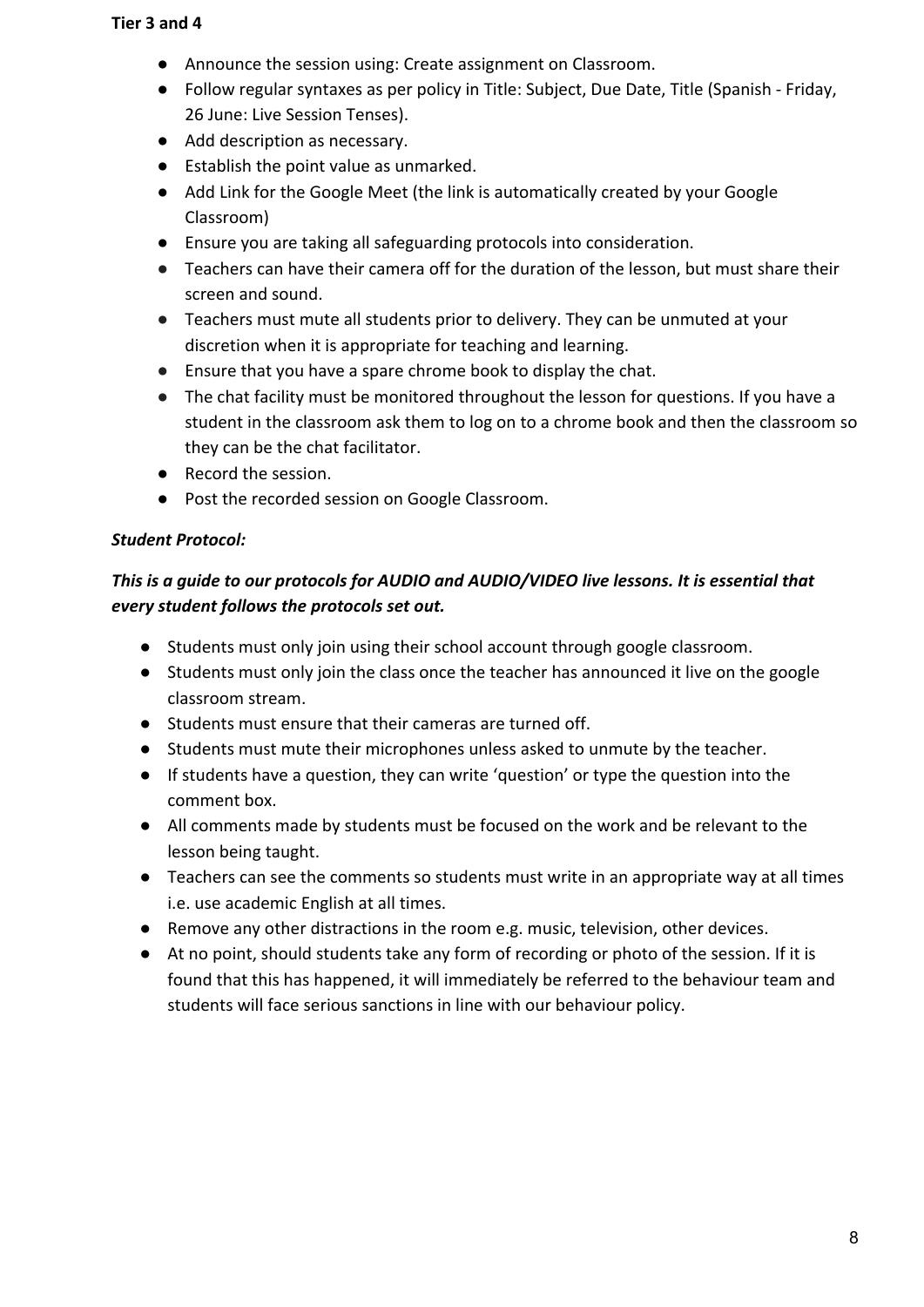**Tier 3 and 4**

- Announce the session using: Create assignment on Classroom.
- Follow regular syntaxes as per policy in Title: Subject, Due Date, Title (Spanish - Friday, 26 June: Live Session Tenses).
- Add description as necessary.
- Establish the point value as unmarked.
- Add Link for the Google Meet (the link is automatically created by your Google Classroom)
- Ensure you are taking all safeguarding protocols into consideration.
- Teachers can have their camera off for the duration of the lesson, but must share their screen and sound.
- Teachers must mute all students prior to delivery. They can be unmuted at your discretion when it is appropriate for teaching and learning.
- Ensure that you have a spare chrome book to display the chat.
- The chat facility must be monitored throughout the lesson for questions. If you have a student in the classroom ask them to log on to a chrome book and then the classroom so they can be the chat facilitator.
- Record the session.
- Post the recorded session on Google Classroom.

***Student Protocol:***

***This is a guide to our protocols for AUDIO and AUDIO/VIDEO live lessons. It is essential that every student follows the protocols set out.***

- Students must only join using their school account through google classroom.
- Students must only join the class once the teacher has announced it live on the google classroom stream.
- Students must ensure that their cameras are turned off.
- Students must mute their microphones unless asked to unmute by the teacher.
- If students have a question, they can write 'question' or type the question into the comment box.
- All comments made by students must be focused on the work and be relevant to the lesson being taught.
- Teachers can see the comments so students must write in an appropriate way at all times i.e. use academic English at all times.
- Remove any other distractions in the room e.g. music, television, other devices.
- At no point, should students take any form of recording or photo of the session. If it is found that this has happened, it will immediately be referred to the behaviour team and students will face serious sanctions in line with our behaviour policy.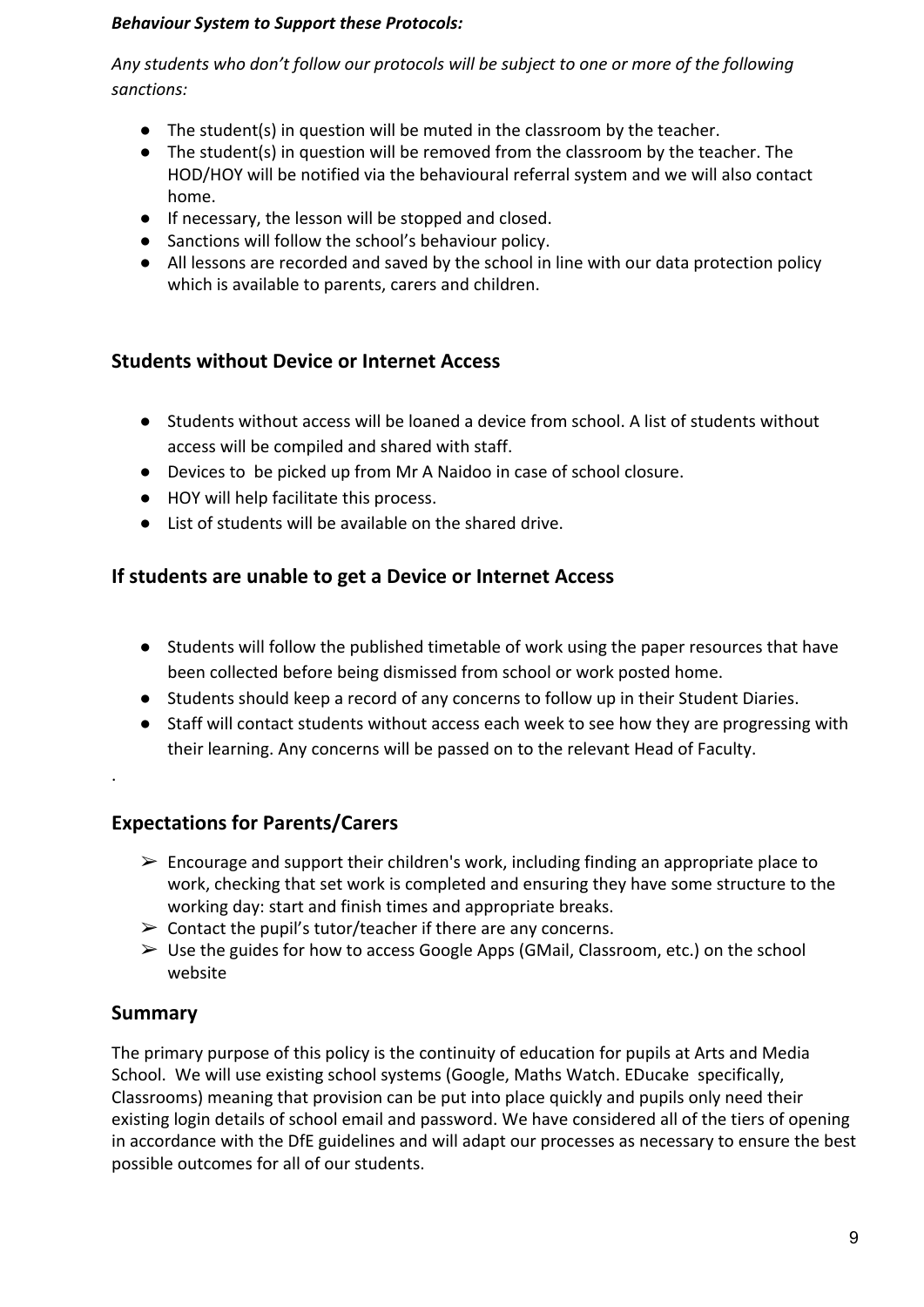***Behaviour System to Support these Protocols:***

*Any students who don't follow our protocols will be subject to one or more of the following sanctions:*

- The student(s) in question will be muted in the classroom by the teacher.
- The student(s) in question will be removed from the classroom by the teacher. The HOD/HOY will be notified via the behavioural referral system and we will also contact home.
- If necessary, the lesson will be stopped and closed.
- Sanctions will follow the school's behaviour policy.
- All lessons are recorded and saved by the school in line with our data protection policy which is available to parents, carers and children.

## Students without Device or Internet Access

- Students without access will be loaned a device from school. A list of students without access will be compiled and shared with staff.
- Devices to be picked up from Mr A Naidoo in case of school closure.
- HOY will help facilitate this process.
- List of students will be available on the shared drive.

## If students are unable to get a Device or Internet Access

- Students will follow the published timetable of work using the paper resources that have been collected before being dismissed from school or work posted home.
- Students should keep a record of any concerns to follow up in their Student Diaries.
- Staff will contact students without access each week to see how they are progressing with their learning. Any concerns will be passed on to the relevant Head of Faculty.

.

## Expectations for Parents/Carers

- Encourage and support their children's work, including finding an appropriate place to work, checking that set work is completed and ensuring they have some structure to the working day: start and finish times and appropriate breaks.
- Contact the pupil's tutor/teacher if there are any concerns.
- Use the guides for how to access Google Apps (GMail, Classroom, etc.) on the school website

## Summary

The primary purpose of this policy is the continuity of education for pupils at Arts and Media School. We will use existing school systems (Google, Maths Watch. EDucake specifically, Classrooms) meaning that provision can be put into place quickly and pupils only need their existing login details of school email and password. We have considered all of the tiers of opening in accordance with the DfE guidelines and will adapt our processes as necessary to ensure the best possible outcomes for all of our students.